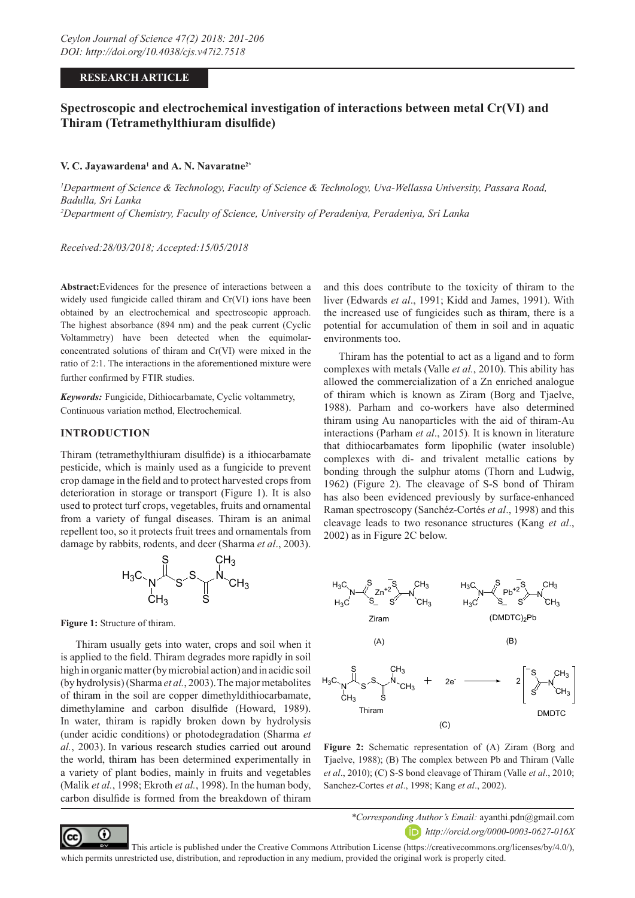**RESEARCH ARTICLE**

# Spectroscopic and electrochemical investigation of interactions between metal Cr(VI) and Thiram (Tetramethylthiuram disulfide)

**V. C. Jayawardena[1] and A. N. Navaratne[2*]**

[1]*Department of Science & Technology, Faculty of Science & Technology, Uva-Wellassa University, Passara Road, Badulla, Sri Lanka*
[2]*Department of Chemistry, Faculty of Science, University of Peradeniya, Peradeniya, Sri Lanka*

*Received:28/03/2018; Accepted:15/05/2018*

**Abstract:**Evidences for the presence of interactions between a widely used fungicide called thiram and Cr(VI) ions have been obtained by an electrochemical and spectroscopic approach. The highest absorbance (894 nm) and the peak current (Cyclic Voltammetry) have been detected when the equimolar-concentrated solutions of thiram and Cr(VI) were mixed in the ratio of 2:1. The interactions in the aforementioned mixture were further confirmed by FTIR studies.

***Keywords:*** Fungicide, Dithiocarbamate, Cyclic voltammetry, Continuous variation method, Electrochemical.

## INTRODUCTION

Thiram (tetramethylthiuram disulfide) is a ithiocarbamate pesticide, which is mainly used as a fungicide to prevent crop damage in the field and to protect harvested crops from deterioration in storage or transport (Figure 1). It is also used to protect turf crops, vegetables, fruits and ornamental from a variety of fungal diseases. Thiram is an animal repellent too, so it protects fruit trees and ornamentals from damage by rabbits, rodents, and deer (Sharma *et al*., 2003).

**Figure 1:** Structure of thiram.

Thiram usually gets into water, crops and soil when it is applied to the field. Thiram degrades more rapidly in soil high in organic matter (by microbial action) and in acidic soil (by hydrolysis) (Sharma *et al.*, 2003). The major metabolites of thiram in the soil are copper dimethyldithiocarbamate, dimethylamine and carbon disulfide (Howard, 1989). In water, thiram is rapidly broken down by hydrolysis (under acidic conditions) or photodegradation (Sharma *et al.*, 2003). In various research studies carried out around the world, thiram has been determined experimentally in a variety of plant bodies, mainly in fruits and vegetables (Malik *et al.*, 1998; Ekroth *et al.*, 1998). In the human body, carbon disulfide is formed from the breakdown of thiram and this does contribute to the toxicity of thiram to the liver (Edwards *et al*., 1991; Kidd and James, 1991). With the increased use of fungicides such as thiram, there is a potential for accumulation of them in soil and in aquatic environments too.

Thiram has the potential to act as a ligand and to form complexes with metals (Valle *et al.*, 2010). This ability has allowed the commercialization of a Zn enriched analogue of thiram which is known as Ziram (Borg and Tjaelve, 1988). Parham and co-workers have also determined thiram using Au nanoparticles with the aid of thiram-Au interactions (Parham *et al*., 2015). It is known in literature that dithiocarbamates form lipophilic (water insoluble) complexes with di- and trivalent metallic cations by bonding through the sulphur atoms (Thorn and Ludwig, 1962) (Figure 2). The cleavage of S-S bond of Thiram has also been evidenced previously by surface-enhanced Raman spectroscopy (Sanchéz-Cortés *et al*., 1998) and this cleavage leads to two resonance structures (Kang *et al*., 2002) as in Figure 2C below.

**Figure 2:** Schematic representation of (A) Ziram (Borg and Tjaelve, 1988); (B) The complex between Pb and Thiram (Valle *et al*., 2010); (C) S-S bond cleavage of Thiram (Valle *et al*., 2010; Sanchez-Cortes *et al*., 1998; Kang *et al*., 2002).

*\*Corresponding Author's Email:* ayanthi.pdn@gmail.com
*http://orcid.org/0000-0003-0627-016X*

This article is published under the Creative Commons Attribution License (https://creativecommons.org/licenses/by/4.0/), which permits unrestricted use, distribution, and reproduction in any medium, provided the original work is properly cited.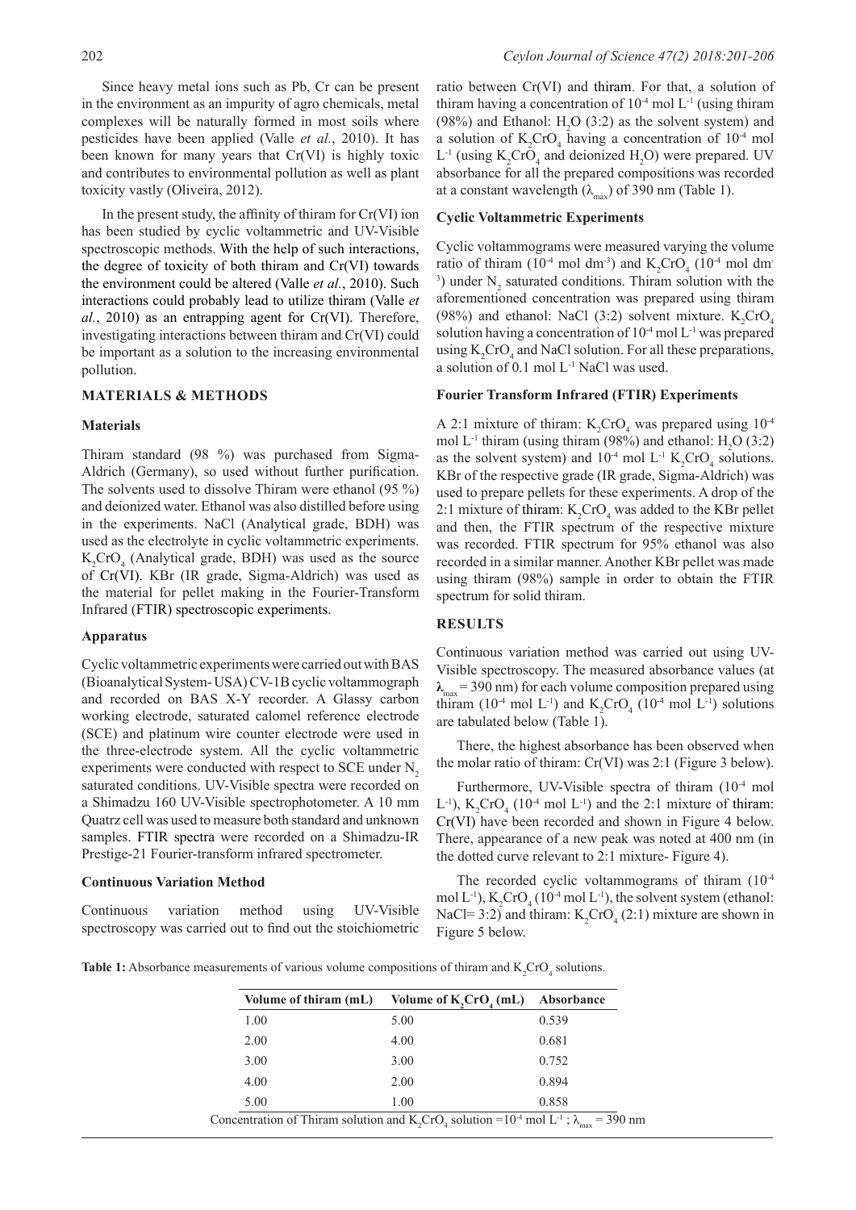Since heavy metal ions such as Pb, Cr can be present in the environment as an impurity of agro chemicals, metal complexes will be naturally formed in most soils where pesticides have been applied (Valle *et al.*, 2010). It has been known for many years that Cr(VI) is highly toxic and contributes to environmental pollution as well as plant toxicity vastly (Oliveira, 2012).

In the present study, the affinity of thiram for Cr(VI) ion has been studied by cyclic voltammetric and UV-Visible spectroscopic methods. With the help of such interactions, the degree of toxicity of both thiram and Cr(VI) towards the environment could be altered (Valle *et al.*, 2010). Such interactions could probably lead to utilize thiram (Valle *et al.*, 2010) as an entrapping agent for Cr(VI). Therefore, investigating interactions between thiram and Cr(VI) could be important as a solution to the increasing environmental pollution.

## MATERIALS & METHODS

### Materials

Thiram standard (98 %) was purchased from Sigma-Aldrich (Germany), so used without further purification. The solvents used to dissolve Thiram were ethanol (95 %) and deionized water. Ethanol was also distilled before using in the experiments. NaCl (Analytical grade, BDH) was used as the electrolyte in cyclic voltammetric experiments. $K_2CrO_4$ (Analytical grade, BDH) was used as the source of Cr(VI). KBr (IR grade, Sigma-Aldrich) was used as the material for pellet making in the Fourier-Transform Infrared (FTIR) spectroscopic experiments.

### Apparatus

Cyclic voltammetric experiments were carried out with BAS (Bioanalytical System- USA) CV-1B cyclic voltammograph and recorded on BAS X-Y recorder. A Glassy carbon working electrode, saturated calomel reference electrode (SCE) and platinum wire counter electrode were used in the three-electrode system. All the cyclic voltammetric experiments were conducted with respect to SCE under $N_2$ saturated conditions. UV-Visible spectra were recorded on a Shimadzu 160 UV-Visible spectrophotometer. A 10 mm Quatrz cell was used to measure both standard and unknown samples. FTIR spectra were recorded on a Shimadzu-IR Prestige-21 Fourier-transform infrared spectrometer.

### Continuous Variation Method

Continuous variation method using UV-Visible spectroscopy was carried out to find out the stoichiometric ratio between Cr(VI) and thiram. For that, a solution of thiram having a concentration of $10^{-4}$ mol $L^{-1}$ (using thiram (98%) and Ethanol: $H_2O$ (3:2) as the solvent system) and a solution of $K_2CrO_4$ having a concentration of $10^{-4}$ mol $L^{-1}$ (using $K_2CrO_4$ and deionized $H_2O$) were prepared. UV absorbance for all the prepared compositions was recorded at a constant wavelength ($\lambda_{max}$) of 390 nm (Table 1).

### Cyclic Voltammetric Experiments

Cyclic voltammograms were measured varying the volume ratio of thiram ($10^{-4}$ mol $dm^{-3}$) and $K_2CrO_4$ ($10^{-4}$ mol $dm^{-3}$) under $N_2$ saturated conditions. Thiram solution with the aforementioned concentration was prepared using thiram (98%) and ethanol: NaCl (3:2) solvent mixture. $K_2CrO_4$ solution having a concentration of $10^{-4}$ mol $L^{-1}$ was prepared using $K_2CrO_4$ and NaCl solution. For all these preparations, a solution of 0.1 mol $L^{-1}$ NaCl was used.

### Fourier Transform Infrared (FTIR) Experiments

A 2:1 mixture of thiram: $K_2CrO_4$ was prepared using $10^{-4}$ mol $L^{-1}$ thiram (using thiram (98%) and ethanol: $H_2O$ (3:2) as the solvent system) and $10^{-4}$ mol $L^{-1}$ $K_2CrO_4$ solutions. KBr of the respective grade (IR grade, Sigma-Aldrich) was used to prepare pellets for these experiments. A drop of the 2:1 mixture of thiram: $K_2CrO_4$ was added to the KBr pellet and then, the FTIR spectrum of the respective mixture was recorded. FTIR spectrum for 95% ethanol was also recorded in a similar manner. Another KBr pellet was made using thiram (98%) sample in order to obtain the FTIR spectrum for solid thiram.

## RESULTS

Continuous variation method was carried out using UV-Visible spectroscopy. The measured absorbance values (at $\lambda_{max}$ = 390 nm) for each volume composition prepared using thiram ($10^{-4}$ mol $L^{-1}$) and $K_2CrO_4$ ($10^{-4}$ mol $L^{-1}$) solutions are tabulated below (Table 1).

There, the highest absorbance has been observed when the molar ratio of thiram: Cr(VI) was 2:1 (Figure 3 below).

Furthermore, UV-Visible spectra of thiram ($10^{-4}$ mol $L^{-1}$), $K_2CrO_4$ ($10^{-4}$ mol $L^{-1}$) and the 2:1 mixture of thiram: Cr(VI) have been recorded and shown in Figure 4 below. There, appearance of a new peak was noted at 400 nm (in the dotted curve relevant to 2:1 mixture- Figure 4).

The recorded cyclic voltammograms of thiram ($10^{-4}$ mol $L^{-1}$), $K_2CrO_4$ ($10^{-4}$ mol $L^{-1}$), the solvent system (ethanol: NaCl= 3:2) and thiram: $K_2CrO_4$ (2:1) mixture are shown in Figure 5 below.

**Table 1:** Absorbance measurements of various volume compositions of thiram and $K_2CrO_4$ solutions.

| Volume of thiram (mL) | Volume of $K_2CrO_4$ (mL) | Absorbance |
|---|---|---|
| 1.00 | 5.00 | 0.539 |
| 2.00 | 4.00 | 0.681 |
| 3.00 | 3.00 | 0.752 |
| 4.00 | 2.00 | 0.894 |
| 5.00 | 1.00 | 0.858 |

Concentration of Thiram solution and $K_2CrO_4$ solution =$10^{-4}$ mol $L^{-1}$ ; $\lambda_{max}$ = 390 nm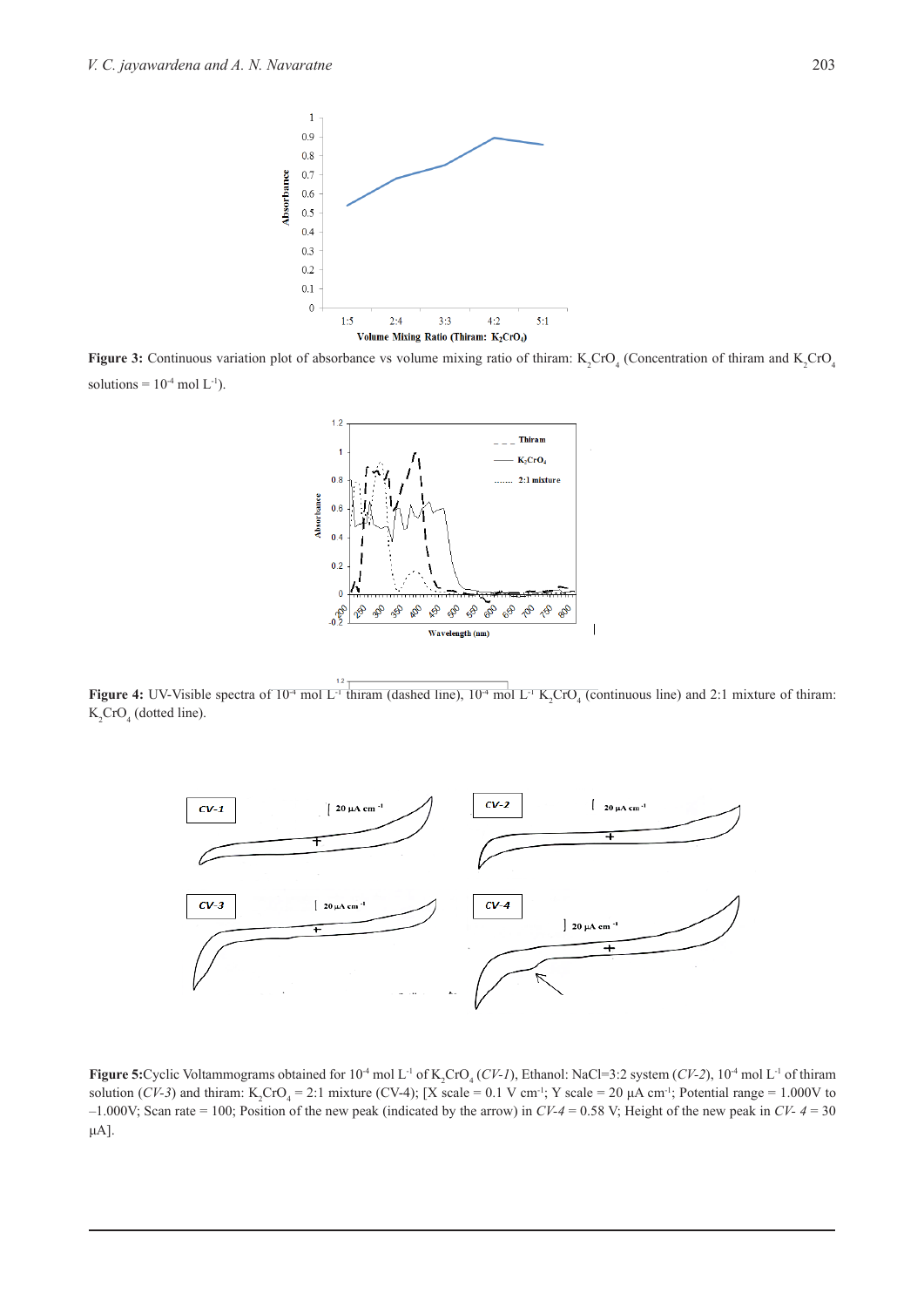**Figure 3:** Continuous variation plot of absorbance vs volume mixing ratio of thiram: $K_2CrO_4$ (Concentration of thiram and $K_2CrO_4$ solutions = $10^{-4}$ mol $L^{-1}$).

**Figure 4:** UV-Visible spectra of $10^{-4}$ mol $L^{-1}$ thiram (dashed line), $10^{-4}$ mol $L^{-1}$ $K_2CrO_4$ (continuous line) and 2:1 mixture of thiram: $K_2CrO_4$ (dotted line).

**Figure 5:** Cyclic Voltammograms obtained for $10^{-4}$ mol $L^{-1}$ of $K_2CrO_4$ (*CV-1*), Ethanol: NaCl=3:2 system (*CV-2*), $10^{-4}$ mol $L^{-1}$ of thiram solution (*CV-3*) and thiram: $K_2CrO_4$ = 2:1 mixture (CV-4); [X scale = 0.1 V $cm^{-1}$; Y scale = 20 μA $cm^{-1}$; Potential range = 1.000V to –1.000V; Scan rate = 100; Position of the new peak (indicated by the arrow) in *CV-4* = 0.58 V; Height of the new peak in *CV- 4* = 30 μA].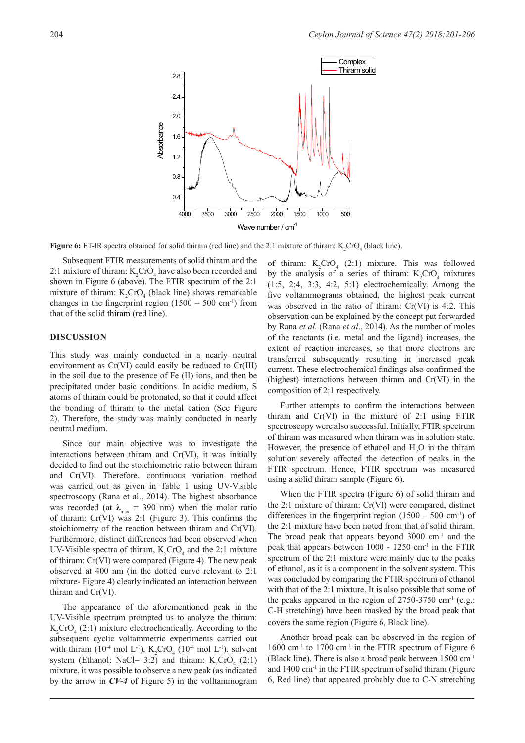**Figure 6:** FT-IR spectra obtained for solid thiram (red line) and the 2:1 mixture of thiram: $K_2CrO_4$ (black line).

Subsequent FTIR measurements of solid thiram and the 2:1 mixture of thiram: $K_2CrO_4$ have also been recorded and shown in Figure 6 (above). The FTIR spectrum of the 2:1 mixture of thiram: $K_2CrO_4$ (black line) shows remarkable changes in the fingerprint region (1500 – 500 $cm^{-1}$) from that of the solid thiram (red line).

## DISCUSSION

This study was mainly conducted in a nearly neutral environment as Cr(VI) could easily be reduced to Cr(III) in the soil due to the presence of Fe (II) ions, and then be precipitated under basic conditions. In acidic medium, S atoms of thiram could be protonated, so that it could affect the bonding of thiram to the metal cation (See Figure 2). Therefore, the study was mainly conducted in nearly neutral medium.

Since our main objective was to investigate the interactions between thiram and Cr(VI), it was initially decided to find out the stoichiometric ratio between thiram and Cr(VI). Therefore, continuous variation method was carried out as given in Table 1 using UV-Visible spectroscopy (Rana et al., 2014). The highest absorbance was recorded (at $\lambda_{max}$ = 390 nm) when the molar ratio of thiram: Cr(VI) was 2:1 (Figure 3). This confirms the stoichiometry of the reaction between thiram and Cr(VI). Furthermore, distinct differences had been observed when UV-Visible spectra of thiram, $K_2CrO_4$ and the 2:1 mixture of thiram: Cr(VI) were compared (Figure 4). The new peak observed at 400 nm (in the dotted curve relevant to 2:1 mixture- Figure 4) clearly indicated an interaction between thiram and Cr(VI).

The appearance of the aforementioned peak in the UV-Visible spectrum prompted us to analyze the thiram: $K_2CrO_4$ (2:1) mixture electrochemically. According to the subsequent cyclic voltammetric experiments carried out with thiram ($10^{-4}$ mol $L^{-1}$), $K_2CrO_4$ ($10^{-4}$ mol $L^{-1}$), solvent system (Ethanol: NaCl= 3:2) and thiram: $K_2CrO_4$ (2:1) mixture, it was possible to observe a new peak (as indicated by the arrow in ***CV-4*** of Figure 5) in the volltammogram of thiram: $K_2CrO_4$ (2:1) mixture. This was followed by the analysis of a series of thiram: $K_2CrO_4$ mixtures (1:5, 2:4, 3:3, 4:2, 5:1) electrochemically. Among the five voltammograms obtained, the highest peak current was observed in the ratio of thiram: Cr(VI) is 4:2. This observation can be explained by the concept put forwarded by Rana *et al.* (Rana *et al*., 2014). As the number of moles of the reactants (i.e. metal and the ligand) increases, the extent of reaction increases, so that more electrons are transferred subsequently resulting in increased peak current. These electrochemical findings also confirmed the (highest) interactions between thiram and Cr(VI) in the composition of 2:1 respectively.

Further attempts to confirm the interactions between thiram and Cr(VI) in the mixture of 2:1 using FTIR spectroscopy were also successful. Initially, FTIR spectrum of thiram was measured when thiram was in solution state. However, the presence of ethanol and $H_2O$ in the thiram solution severely affected the detection of peaks in the FTIR spectrum. Hence, FTIR spectrum was measured using a solid thiram sample (Figure 6).

When the FTIR spectra (Figure 6) of solid thiram and the 2:1 mixture of thiram: Cr(VI) were compared, distinct differences in the fingerprint region (1500 – 500 $cm^{-1}$) of the 2:1 mixture have been noted from that of solid thiram. The broad peak that appears beyond 3000 $cm^{-1}$ and the peak that appears between 1000 - 1250 $cm^{-1}$ in the FTIR spectrum of the 2:1 mixture were mainly due to the peaks of ethanol, as it is a component in the solvent system. This was concluded by comparing the FTIR spectrum of ethanol with that of the 2:1 mixture. It is also possible that some of the peaks appeared in the region of 2750-3750 $cm^{-1}$ (e.g.: C-H stretching) have been masked by the broad peak that covers the same region (Figure 6, Black line).

Another broad peak can be observed in the region of 1600 $cm^{-1}$ to 1700 $cm^{-1}$ in the FTIR spectrum of Figure 6 (Black line). There is also a broad peak between 1500 $cm^{-1}$ and 1400 $cm^{-1}$ in the FTIR spectrum of solid thiram (Figure 6, Red line) that appeared probably due to C-N stretching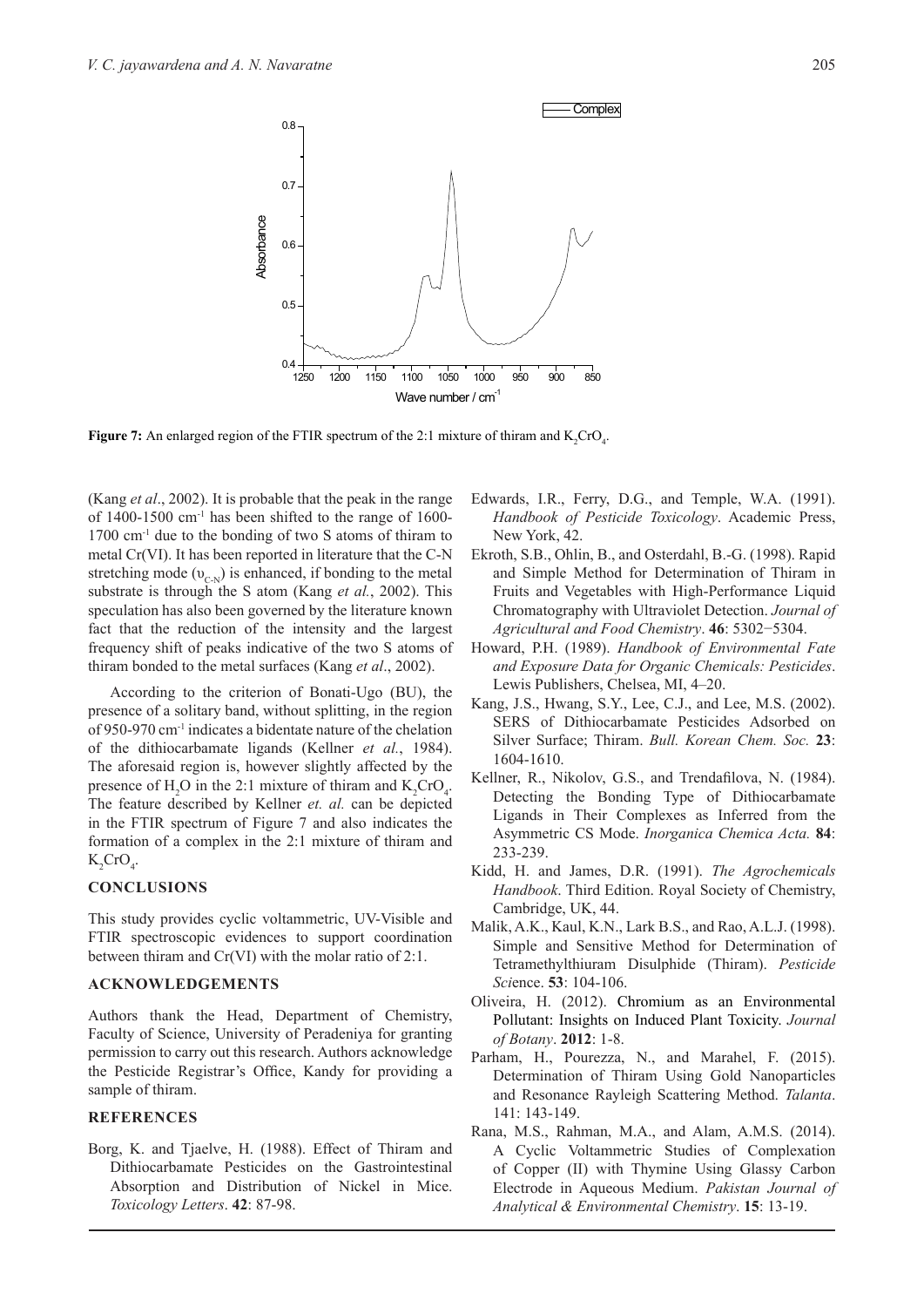**Figure 7:** An enlarged region of the FTIR spectrum of the 2:1 mixture of thiram and $K_2CrO_4$.

(Kang *et al*., 2002). It is probable that the peak in the range of 1400-1500 $cm^{-1}$ has been shifted to the range of 1600-1700 $cm^{-1}$ due to the bonding of two S atoms of thiram to metal Cr(VI). It has been reported in literature that the C-N stretching mode ($\upsilon_{C-N}$) is enhanced, if bonding to the metal substrate is through the S atom (Kang *et al.*, 2002). This speculation has also been governed by the literature known fact that the reduction of the intensity and the largest frequency shift of peaks indicative of the two S atoms of thiram bonded to the metal surfaces (Kang *et al*., 2002).

According to the criterion of Bonati-Ugo (BU), the presence of a solitary band, without splitting, in the region of 950-970 $cm^{-1}$ indicates a bidentate nature of the chelation of the dithiocarbamate ligands (Kellner *et al.*, 1984). The aforesaid region is, however slightly affected by the presence of $H_2O$ in the 2:1 mixture of thiram and $K_2CrO_4$. The feature described by Kellner *et. al.* can be depicted in the FTIR spectrum of Figure 7 and also indicates the formation of a complex in the 2:1 mixture of thiram and $K_2CrO_4$.

## CONCLUSIONS

This study provides cyclic voltammetric, UV-Visible and FTIR spectroscopic evidences to support coordination between thiram and Cr(VI) with the molar ratio of 2:1.

## ACKNOWLEDGEMENTS

Authors thank the Head, Department of Chemistry, Faculty of Science, University of Peradeniya for granting permission to carry out this research. Authors acknowledge the Pesticide Registrar's Office, Kandy for providing a sample of thiram.

## REFERENCES

Borg, K. and Tjaelve, H. (1988). Effect of Thiram and Dithiocarbamate Pesticides on the Gastrointestinal Absorption and Distribution of Nickel in Mice. *Toxicology Letters*. **42**: 87-98.

Edwards, I.R., Ferry, D.G., and Temple, W.A. (1991). *Handbook of Pesticide Toxicology*. Academic Press, New York, 42.

Ekroth, S.B., Ohlin, B., and Osterdahl, B.-G. (1998). Rapid and Simple Method for Determination of Thiram in Fruits and Vegetables with High-Performance Liquid Chromatography with Ultraviolet Detection. *Journal of Agricultural and Food Chemistry*. **46**: 5302−5304.

Howard, P.H. (1989). *Handbook of Environmental Fate and Exposure Data for Organic Chemicals: Pesticides*. Lewis Publishers, Chelsea, MI, 4–20.

Kang, J.S., Hwang, S.Y., Lee, C.J., and Lee, M.S. (2002). SERS of Dithiocarbamate Pesticides Adsorbed on Silver Surface; Thiram. *Bull. Korean Chem. Soc.* **23**: 1604-1610.

Kellner, R., Nikolov, G.S., and Trendafilova, N. (1984). Detecting the Bonding Type of Dithiocarbamate Ligands in Their Complexes as Inferred from the Asymmetric CS Mode. *Inorganica Chemica Acta.* **84**: 233-239.

Kidd, H. and James, D.R. (1991). *The Agrochemicals Handbook*. Third Edition. Royal Society of Chemistry, Cambridge, UK, 44.

Malik, A.K., Kaul, K.N., Lark B.S., and Rao, A.L.J. (1998). Simple and Sensitive Method for Determination of Tetramethylthiuram Disulphide (Thiram). *Pesticide Sci*ence. **53**: 104-106.

Oliveira, H. (2012). Chromium as an Environmental Pollutant: Insights on Induced Plant Toxicity. *Journal of Botany*. **2012**: 1-8.

Parham, H., Pourezza, N., and Marahel, F. (2015). Determination of Thiram Using Gold Nanoparticles and Resonance Rayleigh Scattering Method. *Talanta*. 141: 143-149.

Rana, M.S., Rahman, M.A., and Alam, A.M.S. (2014). A Cyclic Voltammetric Studies of Complexation of Copper (II) with Thymine Using Glassy Carbon Electrode in Aqueous Medium. *Pakistan Journal of Analytical & Environmental Chemistry*. **15**: 13-19.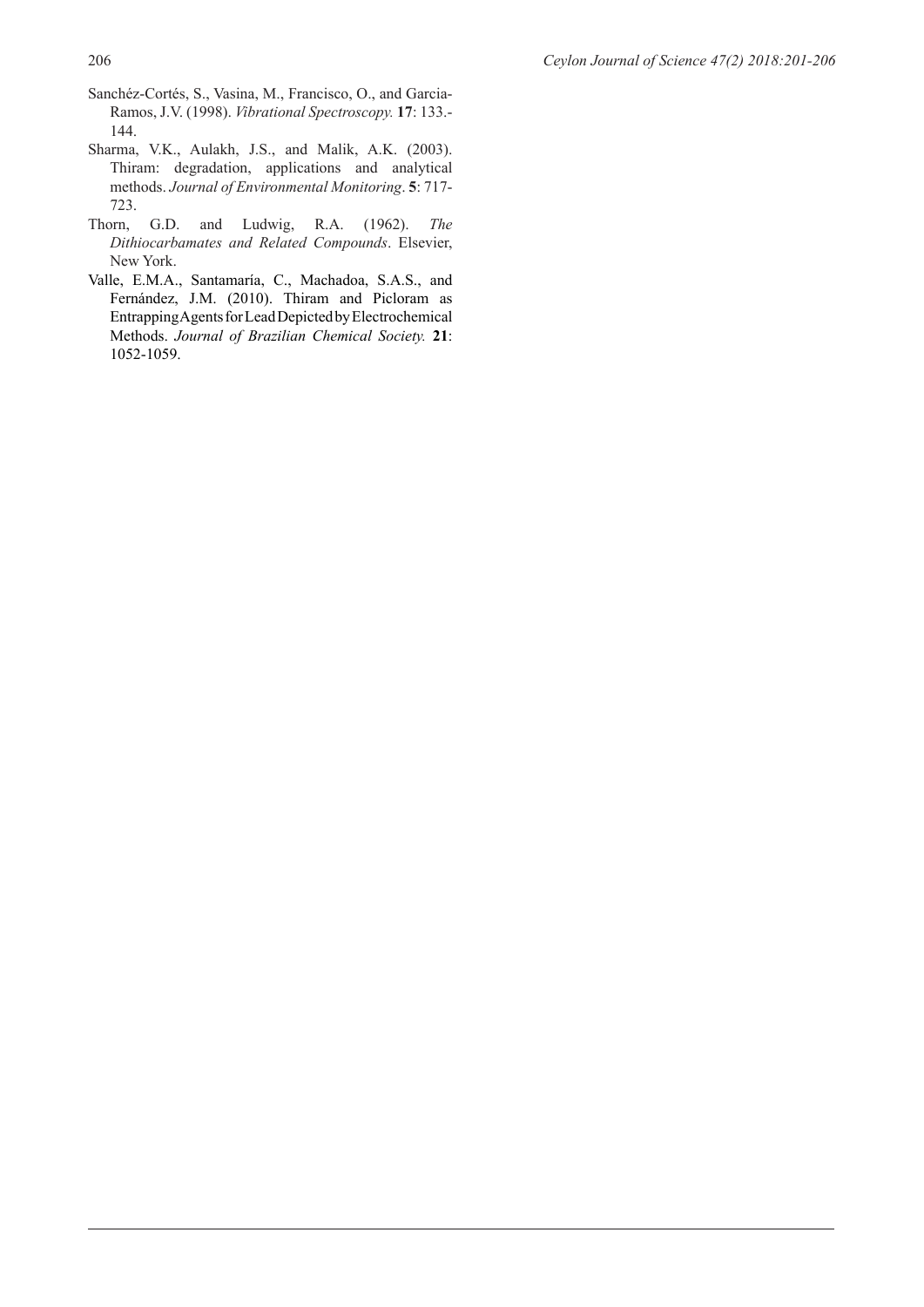Sanchéz-Cortés, S., Vasina, M., Francisco, O., and Garcia-Ramos, J.V. (1998). *Vibrational Spectroscopy.* **17**: 133.-144.

Sharma, V.K., Aulakh, J.S., and Malik, A.K. (2003). Thiram: degradation, applications and analytical methods. *Journal of Environmental Monitoring*. **5**: 717-723.

Thorn, G.D. and Ludwig, R.A. (1962). *The Dithiocarbamates and Related Compounds*. Elsevier, New York.

Valle, E.M.A., Santamaría, C., Machadoa, S.A.S., and Fernández, J.M. (2010). Thiram and Picloram as Entrapping Agents for Lead Depicted by Electrochemical Methods. *Journal of Brazilian Chemical Society.* **21**: 1052-1059.